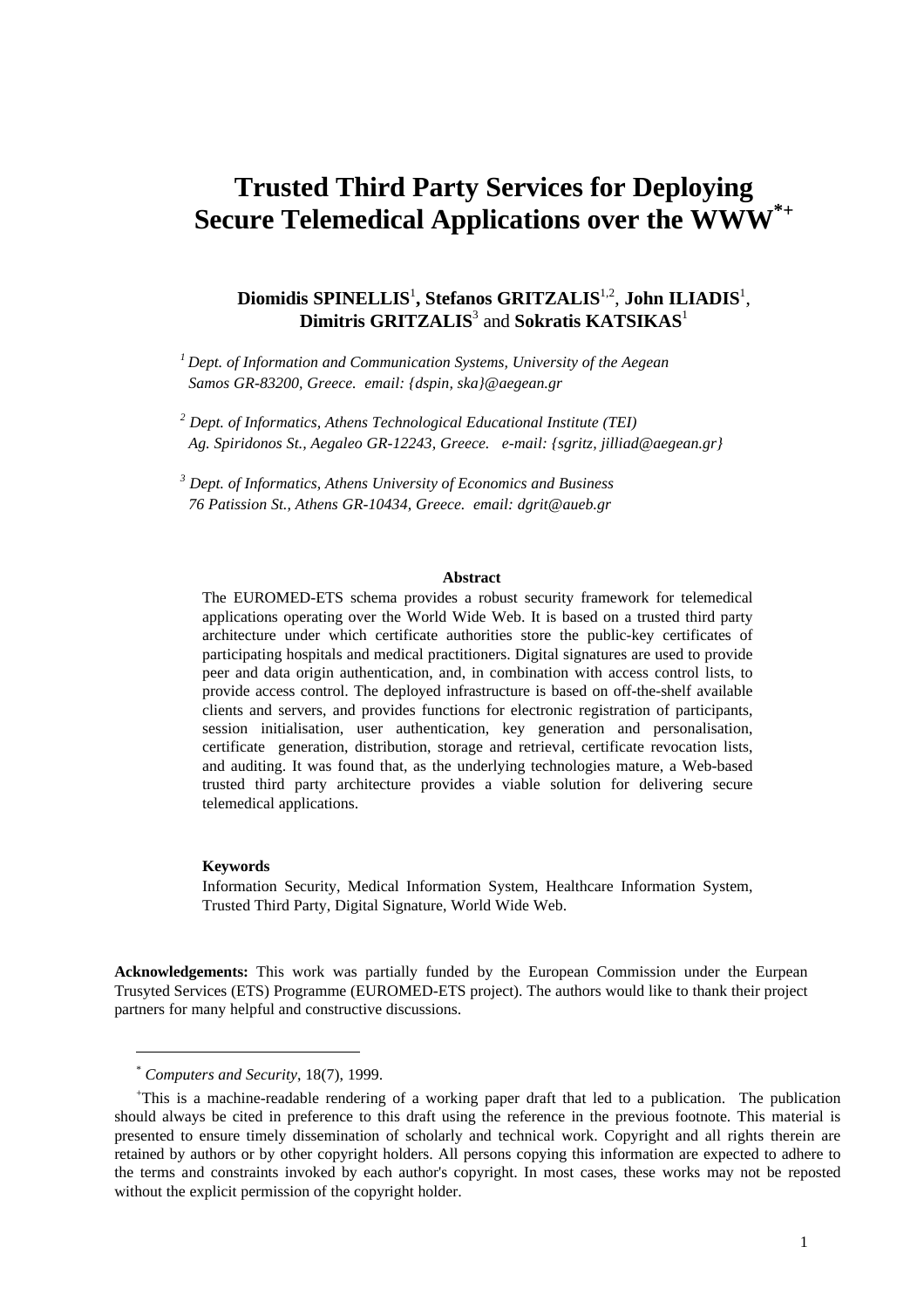# Trusted Third Party Services for Deploying Secure Telemedical Applications over the WWW[*+]

**Diomidis SPINELLIS**[1], **Stefanos GRITZALIS**[1,2], **John ILIADIS**[1], **Dimitris GRITZALIS**[3] and **Sokratis KATSIKAS**[1]

[1] *Dept. of Information and Communication Systems, University of the Aegean Samos GR-83200, Greece. email: {dspin, ska}@aegean.gr*

[2] *Dept. of Informatics, Athens Technological Educational Institute (TEI) Ag. Spiridonos St., Aegaleo GR-12243, Greece. e-mail: {sgritz, jilliad@aegean.gr}*

[3] *Dept. of Informatics, Athens University of Economics and Business 76 Patission St., Athens GR-10434, Greece. email: dgrit@aueb.gr*

**Abstract**

The EUROMED-ETS schema provides a robust security framework for telemedical applications operating over the World Wide Web. It is based on a trusted third party architecture under which certificate authorities store the public-key certificates of participating hospitals and medical practitioners. Digital signatures are used to provide peer and data origin authentication, and, in combination with access control lists, to provide access control. The deployed infrastructure is based on off-the-shelf available clients and servers, and provides functions for electronic registration of participants, session initialisation, user authentication, key generation and personalisation, certificate generation, distribution, storage and retrieval, certificate revocation lists, and auditing. It was found that, as the underlying technologies mature, a Web-based trusted third party architecture provides a viable solution for delivering secure telemedical applications.

**Keywords**

Information Security, Medical Information System, Healthcare Information System, Trusted Third Party, Digital Signature, World Wide Web.

**Acknowledgements:** This work was partially funded by the European Commission under the Eurpean Trusyted Services (ETS) Programme (EUROMED-ETS project). The authors would like to thank their project partners for many helpful and constructive discussions.

[*] *Computers and Security*, 18(7), 1999.

[+] This is a machine-readable rendering of a working paper draft that led to a publication. The publication should always be cited in preference to this draft using the reference in the previous footnote. This material is presented to ensure timely dissemination of scholarly and technical work. Copyright and all rights therein are retained by authors or by other copyright holders. All persons copying this information are expected to adhere to the terms and constraints invoked by each author's copyright. In most cases, these works may not be reposted without the explicit permission of the copyright holder.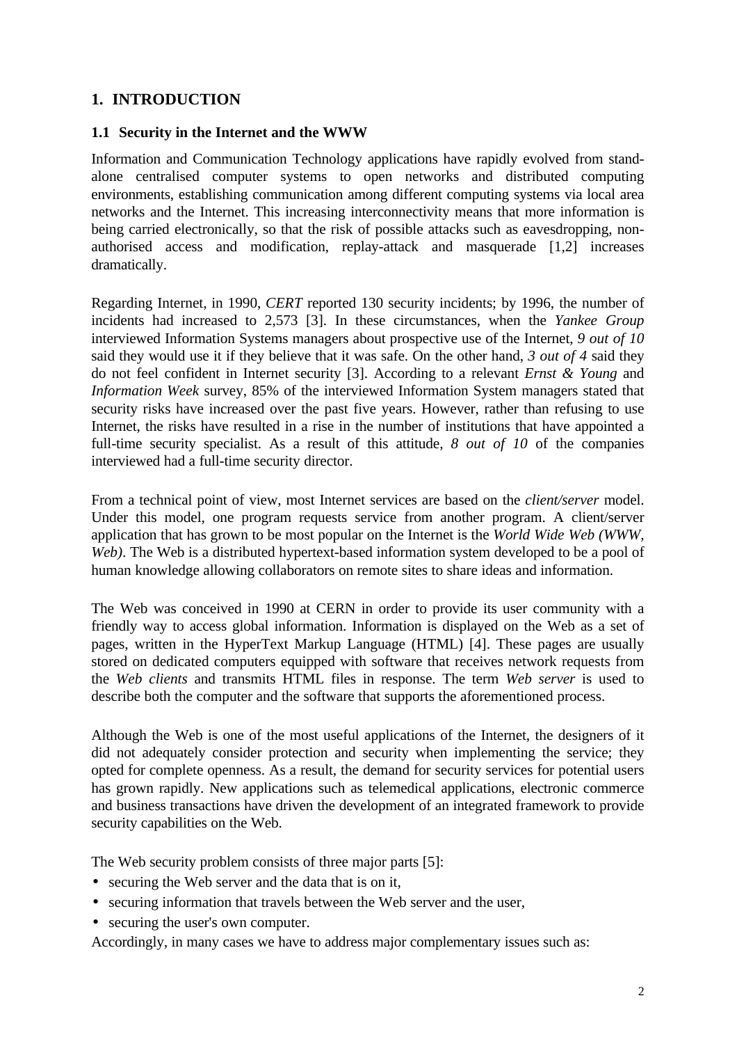# 1. INTRODUCTION

## 1.1 Security in the Internet and the WWW

Information and Communication Technology applications have rapidly evolved from stand-alone centralised computer systems to open networks and distributed computing environments, establishing communication among different computing systems via local area networks and the Internet. This increasing interconnectivity means that more information is being carried electronically, so that the risk of possible attacks such as eavesdropping, non-authorised access and modification, replay-attack and masquerade [1,2] increases dramatically.

Regarding Internet, in 1990, *CERT* reported 130 security incidents; by 1996, the number of incidents had increased to 2,573 [3]. In these circumstances, when the *Yankee Group* interviewed Information Systems managers about prospective use of the Internet, *9 out of 10* said they would use it if they believe that it was safe. On the other hand, *3 out of 4* said they do not feel confident in Internet security [3]. According to a relevant *Ernst & Young* and *Information Week* survey, 85% of the interviewed Information System managers stated that security risks have increased over the past five years. However, rather than refusing to use Internet, the risks have resulted in a rise in the number of institutions that have appointed a full-time security specialist. As a result of this attitude, *8 out of 10* of the companies interviewed had a full-time security director.

From a technical point of view, most Internet services are based on the *client/server* model. Under this model, one program requests service from another program. A client/server application that has grown to be most popular on the Internet is the *World Wide Web (WWW, Web)*. The Web is a distributed hypertext-based information system developed to be a pool of human knowledge allowing collaborators on remote sites to share ideas and information.

The Web was conceived in 1990 at CERN in order to provide its user community with a friendly way to access global information. Information is displayed on the Web as a set of pages, written in the HyperText Markup Language (HTML) [4]. These pages are usually stored on dedicated computers equipped with software that receives network requests from the *Web clients* and transmits HTML files in response. The term *Web server* is used to describe both the computer and the software that supports the aforementioned process.

Although the Web is one of the most useful applications of the Internet, the designers of it did not adequately consider protection and security when implementing the service; they opted for complete openness. As a result, the demand for security services for potential users has grown rapidly. New applications such as telemedical applications, electronic commerce and business transactions have driven the development of an integrated framework to provide security capabilities on the Web.

The Web security problem consists of three major parts [5]:

- securing the Web server and the data that is on it,
- securing information that travels between the Web server and the user,
- securing the user's own computer.

Accordingly, in many cases we have to address major complementary issues such as: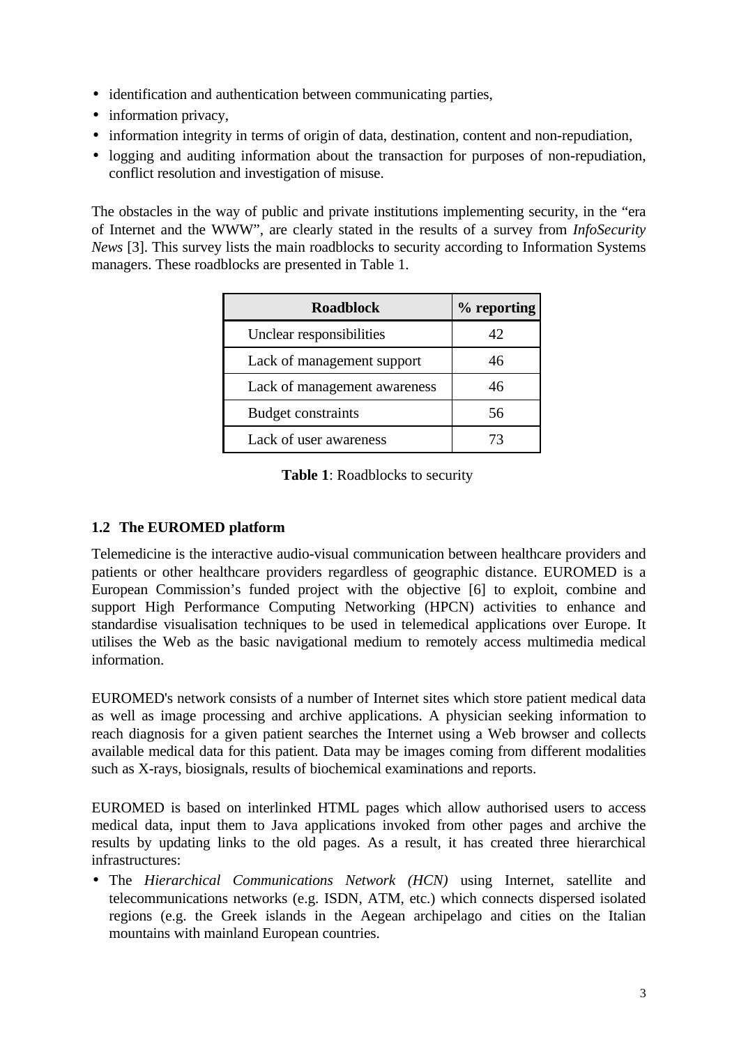- identification and authentication between communicating parties,
- information privacy,
- information integrity in terms of origin of data, destination, content and non-repudiation,
- logging and auditing information about the transaction for purposes of non-repudiation, conflict resolution and investigation of misuse.

The obstacles in the way of public and private institutions implementing security, in the "era of Internet and the WWW", are clearly stated in the results of a survey from *InfoSecurity News* [3]. This survey lists the main roadblocks to security according to Information Systems managers. These roadblocks are presented in Table 1.

| Roadblock | % reporting |
|---|---|
| Unclear responsibilities | 42 |
| Lack of management support | 46 |
| Lack of management awareness | 46 |
| Budget constraints | 56 |
| Lack of user awareness | 73 |

**Table 1**: Roadblocks to security

### 1.2 The EUROMED platform

Telemedicine is the interactive audio-visual communication between healthcare providers and patients or other healthcare providers regardless of geographic distance. EUROMED is a European Commission's funded project with the objective [6] to exploit, combine and support High Performance Computing Networking (HPCN) activities to enhance and standardise visualisation techniques to be used in telemedical applications over Europe. It utilises the Web as the basic navigational medium to remotely access multimedia medical information.

EUROMED's network consists of a number of Internet sites which store patient medical data as well as image processing and archive applications. A physician seeking information to reach diagnosis for a given patient searches the Internet using a Web browser and collects available medical data for this patient. Data may be images coming from different modalities such as X-rays, biosignals, results of biochemical examinations and reports.

EUROMED is based on interlinked HTML pages which allow authorised users to access medical data, input them to Java applications invoked from other pages and archive the results by updating links to the old pages. As a result, it has created three hierarchical infrastructures:

- The *Hierarchical Communications Network (HCN)* using Internet, satellite and telecommunications networks (e.g. ISDN, ATM, etc.) which connects dispersed isolated regions (e.g. the Greek islands in the Aegean archipelago and cities on the Italian mountains with mainland European countries.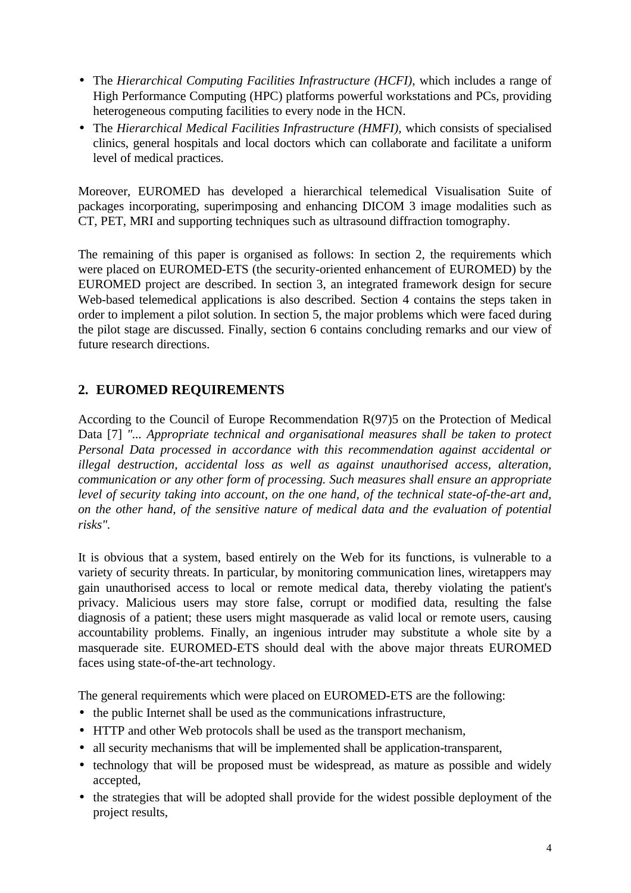- The *Hierarchical Computing Facilities Infrastructure (HCFI),* which includes a range of High Performance Computing (HPC) platforms powerful workstations and PCs, providing heterogeneous computing facilities to every node in the HCN.
- The *Hierarchical Medical Facilities Infrastructure (HMFI),* which consists of specialised clinics, general hospitals and local doctors which can collaborate and facilitate a uniform level of medical practices.

Moreover, EUROMED has developed a hierarchical telemedical Visualisation Suite of packages incorporating, superimposing and enhancing DICOM 3 image modalities such as CT, PET, MRI and supporting techniques such as ultrasound diffraction tomography.

The remaining of this paper is organised as follows: In section 2, the requirements which were placed on EUROMED-ETS (the security-oriented enhancement of EUROMED) by the EUROMED project are described. In section 3, an integrated framework design for secure Web-based telemedical applications is also described. Section 4 contains the steps taken in order to implement a pilot solution. In section 5, the major problems which were faced during the pilot stage are discussed. Finally, section 6 contains concluding remarks and our view of future research directions.

## 2. EUROMED REQUIREMENTS

According to the Council of Europe Recommendation R(97)5 on the Protection of Medical Data [7] *"... Appropriate technical and organisational measures shall be taken to protect Personal Data processed in accordance with this recommendation against accidental or illegal destruction, accidental loss as well as against unauthorised access, alteration, communication or any other form of processing. Such measures shall ensure an appropriate level of security taking into account, on the one hand, of the technical state-of-the-art and, on the other hand, of the sensitive nature of medical data and the evaluation of potential risks".*

It is obvious that a system, based entirely on the Web for its functions, is vulnerable to a variety of security threats. In particular, by monitoring communication lines, wiretappers may gain unauthorised access to local or remote medical data, thereby violating the patient's privacy. Malicious users may store false, corrupt or modified data, resulting the false diagnosis of a patient; these users might masquerade as valid local or remote users, causing accountability problems. Finally, an ingenious intruder may substitute a whole site by a masquerade site. EUROMED-ETS should deal with the above major threats EUROMED faces using state-of-the-art technology.

The general requirements which were placed on EUROMED-ETS are the following:

- the public Internet shall be used as the communications infrastructure,
- HTTP and other Web protocols shall be used as the transport mechanism,
- all security mechanisms that will be implemented shall be application-transparent,
- technology that will be proposed must be widespread, as mature as possible and widely accepted,
- the strategies that will be adopted shall provide for the widest possible deployment of the project results,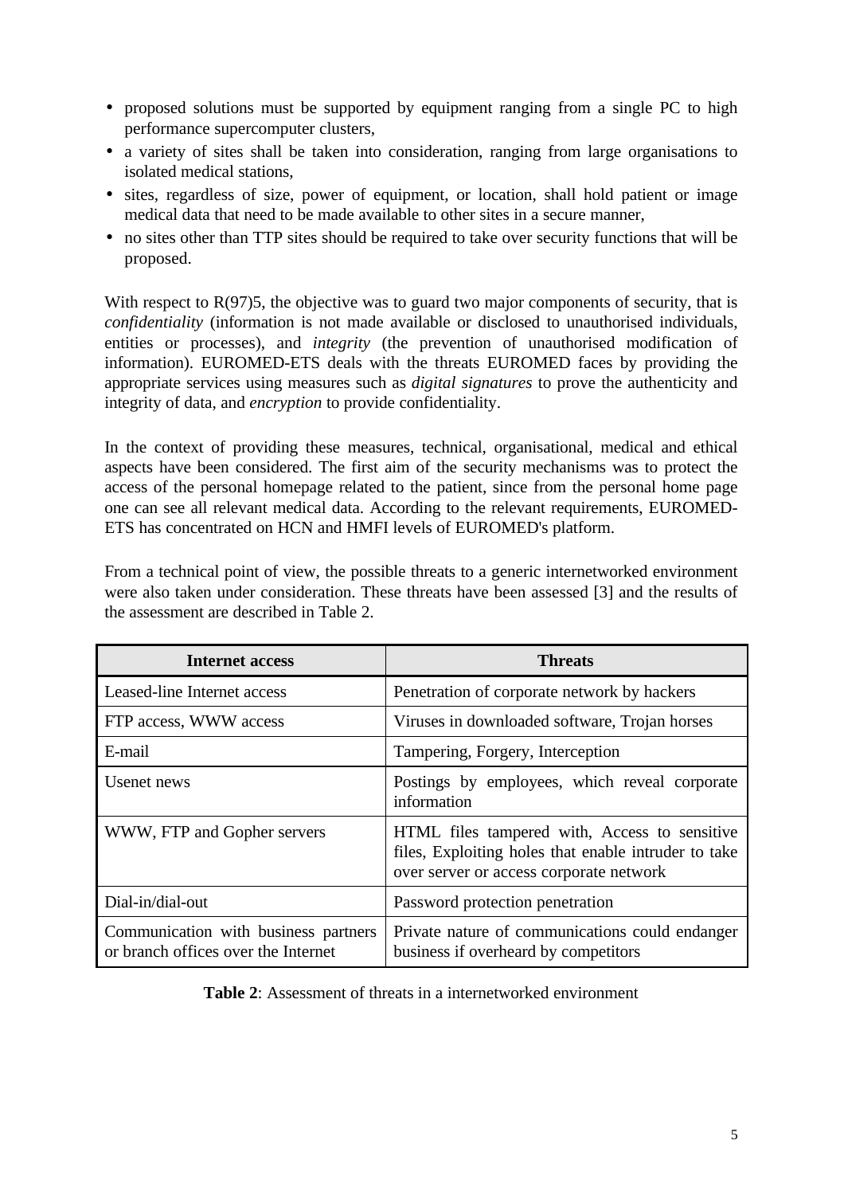- proposed solutions must be supported by equipment ranging from a single PC to high performance supercomputer clusters,
- a variety of sites shall be taken into consideration, ranging from large organisations to isolated medical stations,
- sites, regardless of size, power of equipment, or location, shall hold patient or image medical data that need to be made available to other sites in a secure manner,
- no sites other than TTP sites should be required to take over security functions that will be proposed.

With respect to R(97)5, the objective was to guard two major components of security, that is *confidentiality* (information is not made available or disclosed to unauthorised individuals, entities or processes), and *integrity* (the prevention of unauthorised modification of information). EUROMED-ETS deals with the threats EUROMED faces by providing the appropriate services using measures such as *digital signatures* to prove the authenticity and integrity of data, and *encryption* to provide confidentiality.

In the context of providing these measures, technical, organisational, medical and ethical aspects have been considered. The first aim of the security mechanisms was to protect the access of the personal homepage related to the patient, since from the personal home page one can see all relevant medical data. According to the relevant requirements, EUROMED-ETS has concentrated on HCN and HMFI levels of EUROMED's platform.

From a technical point of view, the possible threats to a generic internetworked environment were also taken under consideration. These threats have been assessed [3] and the results of the assessment are described in Table 2.

| Internet access | Threats |
|---|---|
| Leased-line Internet access | Penetration of corporate network by hackers |
| FTP access, WWW access | Viruses in downloaded software, Trojan horses |
| E-mail | Tampering, Forgery, Interception |
| Usenet news | Postings by employees, which reveal corporate information |
| WWW, FTP and Gopher servers | HTML files tampered with, Access to sensitive files, Exploiting holes that enable intruder to take over server or access corporate network |
| Dial-in/dial-out | Password protection penetration |
| Communication with business partners or branch offices over the Internet | Private nature of communications could endanger business if overheard by competitors |

**Table 2**: Assessment of threats in a internetworked environment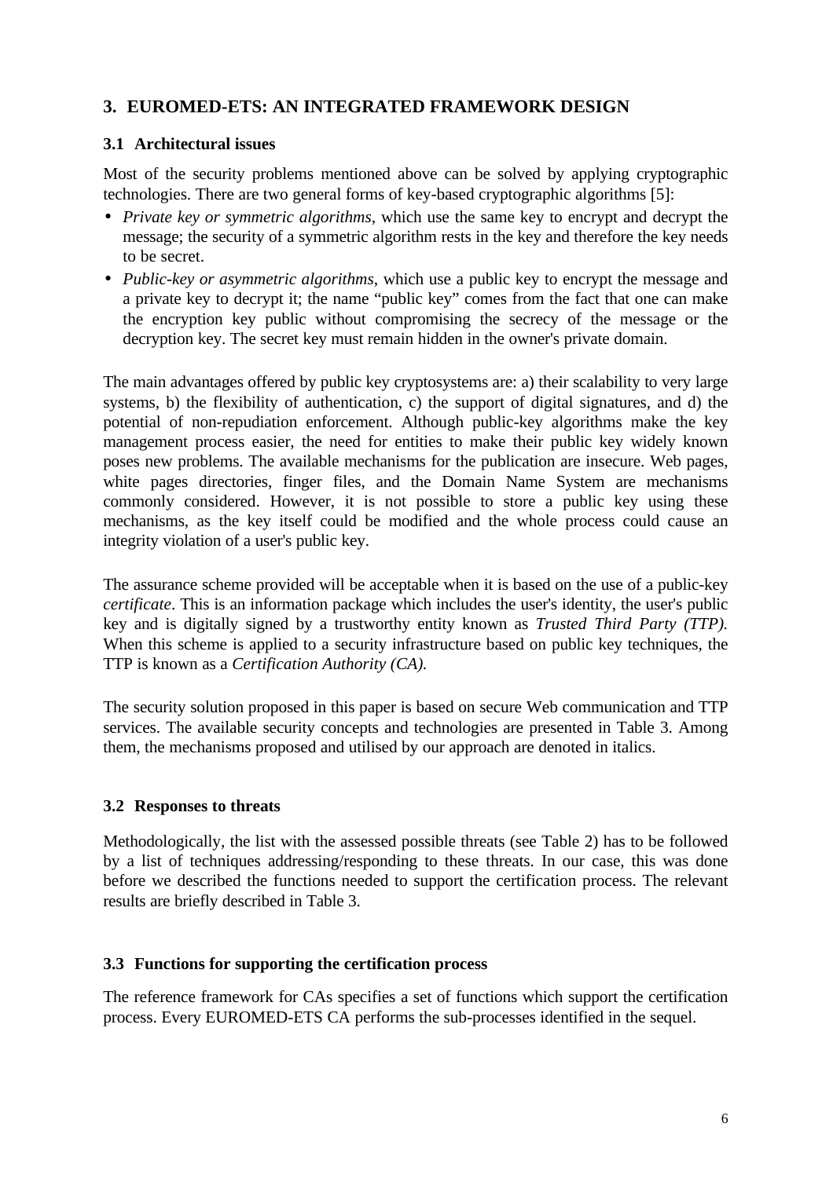# 3. EUROMED-ETS: AN INTEGRATED FRAMEWORK DESIGN

## 3.1 Architectural issues

Most of the security problems mentioned above can be solved by applying cryptographic technologies. There are two general forms of key-based cryptographic algorithms [5]:

- *Private key or symmetric algorithms*, which use the same key to encrypt and decrypt the message; the security of a symmetric algorithm rests in the key and therefore the key needs to be secret.
- *Public-key or asymmetric algorithms*, which use a public key to encrypt the message and a private key to decrypt it; the name "public key" comes from the fact that one can make the encryption key public without compromising the secrecy of the message or the decryption key. The secret key must remain hidden in the owner's private domain.

The main advantages offered by public key cryptosystems are: a) their scalability to very large systems, b) the flexibility of authentication, c) the support of digital signatures, and d) the potential of non-repudiation enforcement. Although public-key algorithms make the key management process easier, the need for entities to make their public key widely known poses new problems. The available mechanisms for the publication are insecure. Web pages, white pages directories, finger files, and the Domain Name System are mechanisms commonly considered. However, it is not possible to store a public key using these mechanisms, as the key itself could be modified and the whole process could cause an integrity violation of a user's public key.

The assurance scheme provided will be acceptable when it is based on the use of a public-key *certificate*. This is an information package which includes the user's identity, the user's public key and is digitally signed by a trustworthy entity known as *Trusted Third Party (TTP).* When this scheme is applied to a security infrastructure based on public key techniques, the TTP is known as a *Certification Authority (CA).*

The security solution proposed in this paper is based on secure Web communication and TTP services. The available security concepts and technologies are presented in Table 3. Among them, the mechanisms proposed and utilised by our approach are denoted in italics.

## 3.2 Responses to threats

Methodologically, the list with the assessed possible threats (see Table 2) has to be followed by a list of techniques addressing/responding to these threats. In our case, this was done before we described the functions needed to support the certification process. The relevant results are briefly described in Table 3.

## 3.3 Functions for supporting the certification process

The reference framework for CAs specifies a set of functions which support the certification process. Every EUROMED-ETS CA performs the sub-processes identified in the sequel.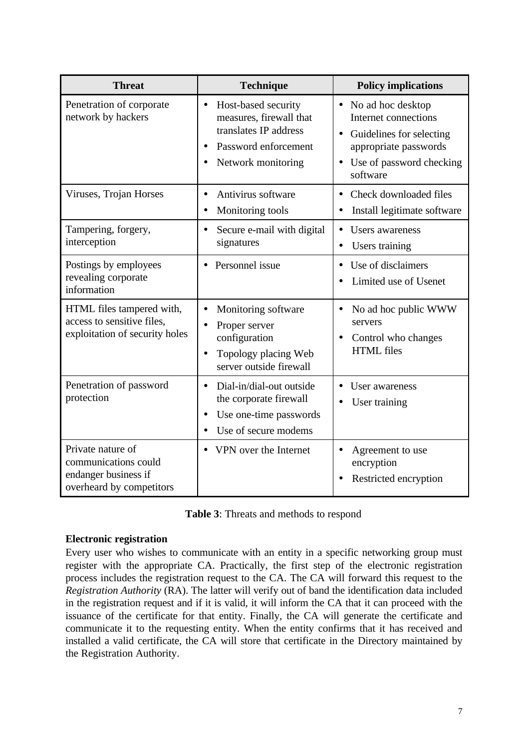| Threat | Technique | Policy implications |
|---|---|---|
| Penetration of corporate network by hackers | • Host-based security measures, firewall that translates IP address<br>• Password enforcement<br>• Network monitoring | • No ad hoc desktop Internet connections<br>• Guidelines for selecting appropriate passwords<br>• Use of password checking software |
| Viruses, Trojan Horses | • Antivirus software<br>• Monitoring tools | • Check downloaded files<br>• Install legitimate software |
| Tampering, forgery, interception | • Secure e-mail with digital signatures | • Users awareness<br>• Users training |
| Postings by employees revealing corporate information | • Personnel issue | • Use of disclaimers<br>• Limited use of Usenet |
| HTML files tampered with, access to sensitive files, exploitation of security holes | • Monitoring software<br>• Proper server configuration<br>• Topology placing Web server outside firewall | • No ad hoc public WWW servers<br>• Control who changes HTML files |
| Penetration of password protection | • Dial-in/dial-out outside the corporate firewall<br>• Use one-time passwords<br>• Use of secure modems | • User awareness<br>• User training |
| Private nature of communications could endanger business if overheard by competitors | • VPN over the Internet | • Agreement to use encryption<br>• Restricted encryption |

**Table 3**: Threats and methods to respond

**Electronic registration**

Every user who wishes to communicate with an entity in a specific networking group must register with the appropriate CA. Practically, the first step of the electronic registration process includes the registration request to the CA. The CA will forward this request to the *Registration Authority* (RA). The latter will verify out of band the identification data included in the registration request and if it is valid, it will inform the CA that it can proceed with the issuance of the certificate for that entity. Finally, the CA will generate the certificate and communicate it to the requesting entity. When the entity confirms that it has received and installed a valid certificate, the CA will store that certificate in the Directory maintained by the Registration Authority.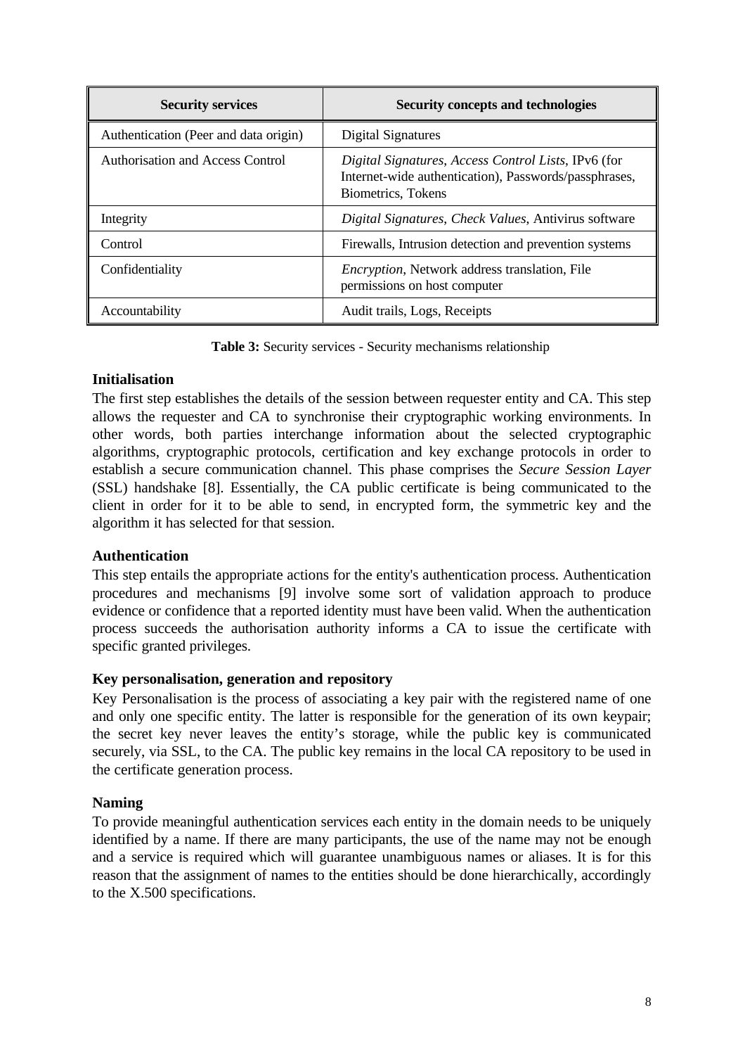| **Security services** | **Security concepts and technologies** |
|---|---|
| Authentication (Peer and data origin) | Digital Signatures |
| Authorisation and Access Control | *Digital Signatures*, *Access Control Lists*, IPv6 (for Internet-wide authentication), Passwords/passphrases, Biometrics, Tokens |
| Integrity | *Digital Signatures*, *Check Values*, Antivirus software |
| Control | Firewalls, Intrusion detection and prevention systems |
| Confidentiality | *Encryption*, Network address translation, File permissions on host computer |
| Accountability | Audit trails, Logs, Receipts |

**Table 3:** Security services - Security mechanisms relationship

**Initialisation**

The first step establishes the details of the session between requester entity and CA. This step allows the requester and CA to synchronise their cryptographic working environments. In other words, both parties interchange information about the selected cryptographic algorithms, cryptographic protocols, certification and key exchange protocols in order to establish a secure communication channel. This phase comprises the *Secure Session Layer* (SSL) handshake [8]. Essentially, the CA public certificate is being communicated to the client in order for it to be able to send, in encrypted form, the symmetric key and the algorithm it has selected for that session.

**Authentication**

This step entails the appropriate actions for the entity's authentication process. Authentication procedures and mechanisms [9] involve some sort of validation approach to produce evidence or confidence that a reported identity must have been valid. When the authentication process succeeds the authorisation authority informs a CA to issue the certificate with specific granted privileges.

**Key personalisation, generation and repository**

Key Personalisation is the process of associating a key pair with the registered name of one and only one specific entity. The latter is responsible for the generation of its own keypair; the secret key never leaves the entity's storage, while the public key is communicated securely, via SSL, to the CA. The public key remains in the local CA repository to be used in the certificate generation process.

**Naming**

To provide meaningful authentication services each entity in the domain needs to be uniquely identified by a name. If there are many participants, the use of the name may not be enough and a service is required which will guarantee unambiguous names or aliases. It is for this reason that the assignment of names to the entities should be done hierarchically, accordingly to the X.500 specifications.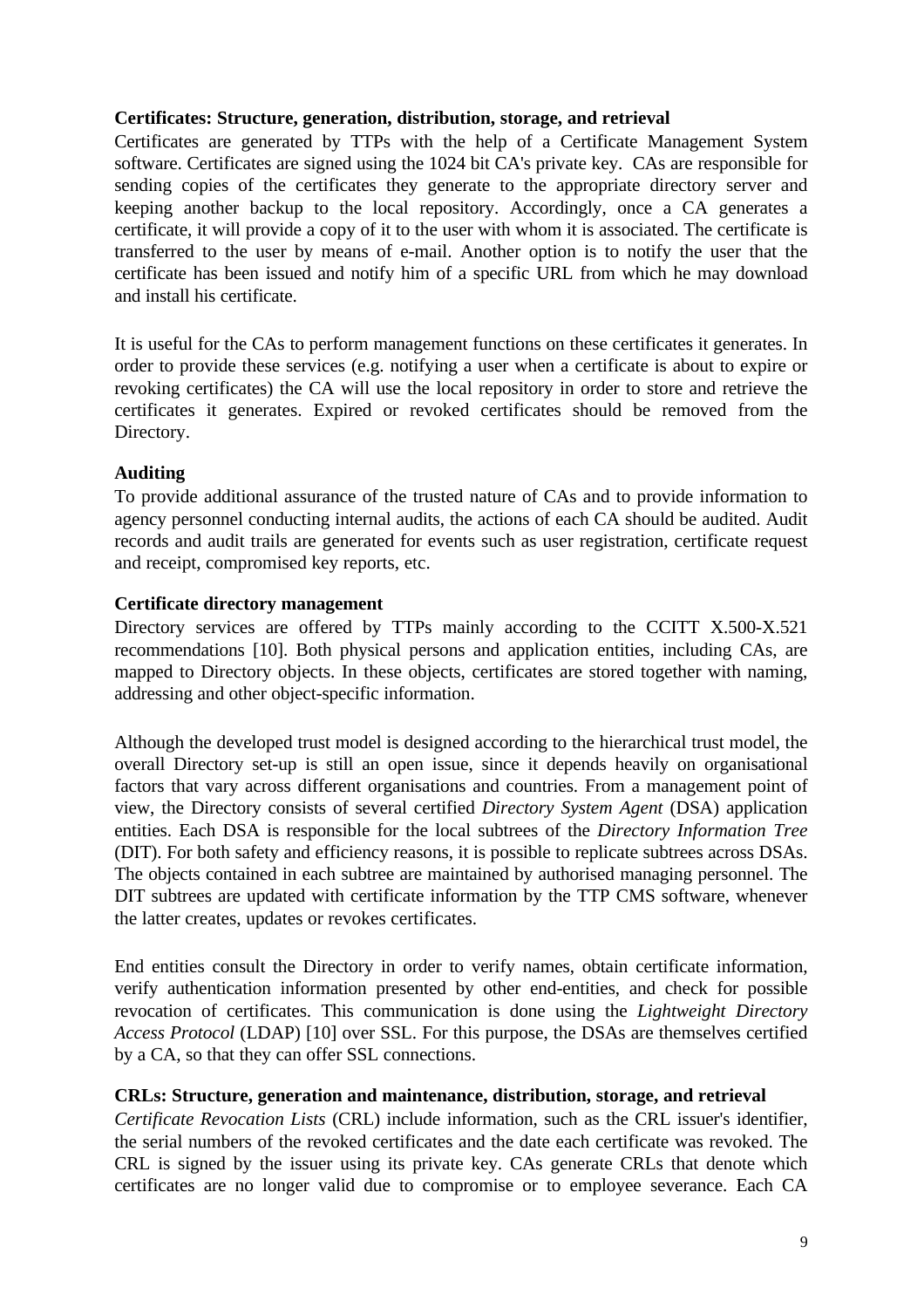**Certificates: Structure, generation, distribution, storage, and retrieval**

Certificates are generated by TTPs with the help of a Certificate Management System software. Certificates are signed using the 1024 bit CA's private key. CAs are responsible for sending copies of the certificates they generate to the appropriate directory server and keeping another backup to the local repository. Accordingly, once a CA generates a certificate, it will provide a copy of it to the user with whom it is associated. The certificate is transferred to the user by means of e-mail. Another option is to notify the user that the certificate has been issued and notify him of a specific URL from which he may download and install his certificate.

It is useful for the CAs to perform management functions on these certificates it generates. In order to provide these services (e.g. notifying a user when a certificate is about to expire or revoking certificates) the CA will use the local repository in order to store and retrieve the certificates it generates. Expired or revoked certificates should be removed from the Directory.

**Auditing**

To provide additional assurance of the trusted nature of CAs and to provide information to agency personnel conducting internal audits, the actions of each CA should be audited. Audit records and audit trails are generated for events such as user registration, certificate request and receipt, compromised key reports, etc.

**Certificate directory management**

Directory services are offered by TTPs mainly according to the CCITT X.500-X.521 recommendations [10]. Both physical persons and application entities, including CAs, are mapped to Directory objects. In these objects, certificates are stored together with naming, addressing and other object-specific information.

Although the developed trust model is designed according to the hierarchical trust model, the overall Directory set-up is still an open issue, since it depends heavily on organisational factors that vary across different organisations and countries. From a management point of view, the Directory consists of several certified *Directory System Agent* (DSA) application entities. Each DSA is responsible for the local subtrees of the *Directory Information Tree* (DIT). For both safety and efficiency reasons, it is possible to replicate subtrees across DSAs. The objects contained in each subtree are maintained by authorised managing personnel. The DIT subtrees are updated with certificate information by the TTP CMS software, whenever the latter creates, updates or revokes certificates.

End entities consult the Directory in order to verify names, obtain certificate information, verify authentication information presented by other end-entities, and check for possible revocation of certificates. This communication is done using the *Lightweight Directory Access Protocol* (LDAP) [10] over SSL. For this purpose, the DSAs are themselves certified by a CA, so that they can offer SSL connections.

**CRLs: Structure, generation and maintenance, distribution, storage, and retrieval**

*Certificate Revocation Lists* (CRL) include information, such as the CRL issuer's identifier, the serial numbers of the revoked certificates and the date each certificate was revoked. The CRL is signed by the issuer using its private key. CAs generate CRLs that denote which certificates are no longer valid due to compromise or to employee severance. Each CA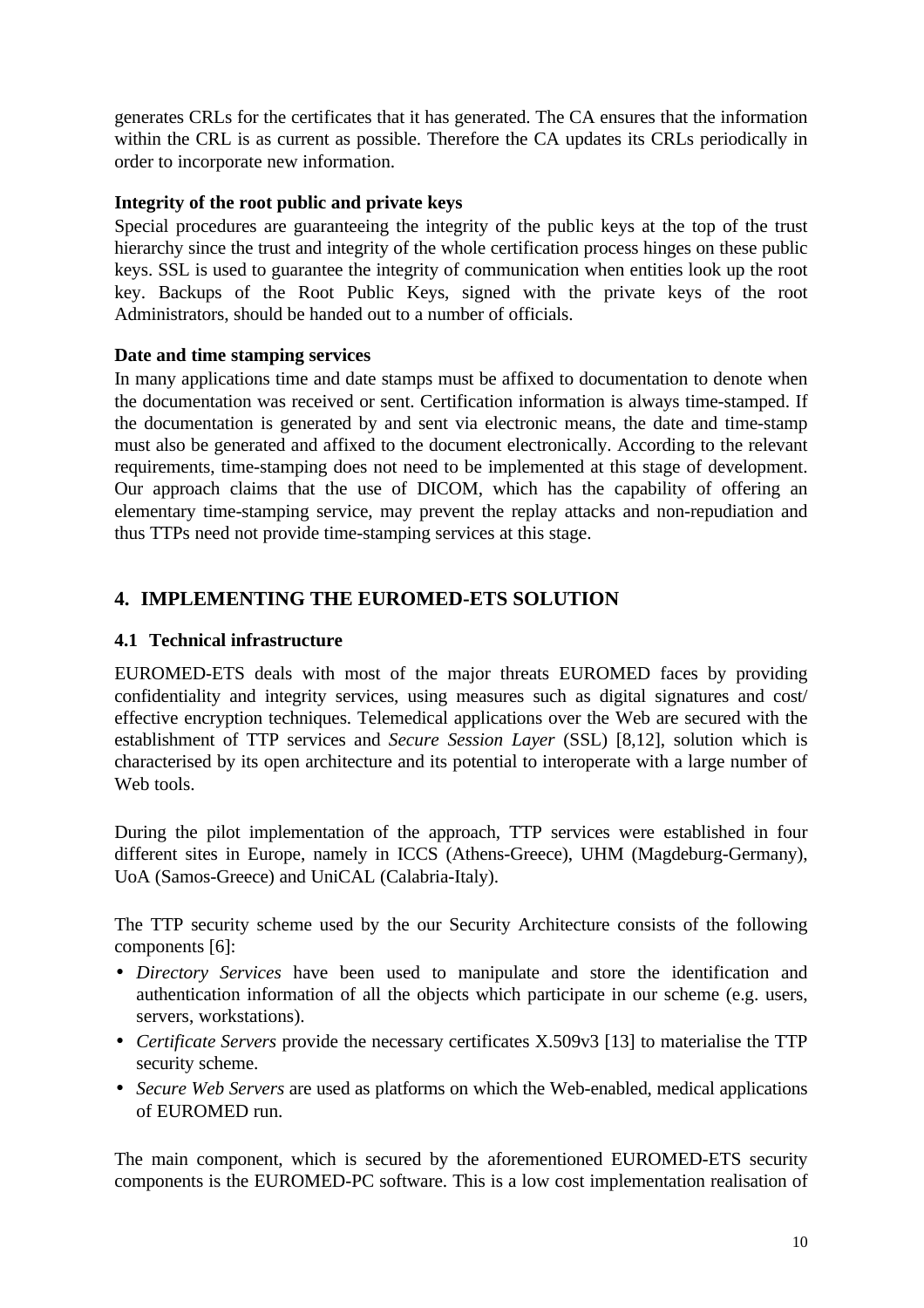generates CRLs for the certificates that it has generated. The CA ensures that the information within the CRL is as current as possible. Therefore the CA updates its CRLs periodically in order to incorporate new information.

**Integrity of the root public and private keys**

Special procedures are guaranteeing the integrity of the public keys at the top of the trust hierarchy since the trust and integrity of the whole certification process hinges on these public keys. SSL is used to guarantee the integrity of communication when entities look up the root key. Backups of the Root Public Keys, signed with the private keys of the root Administrators, should be handed out to a number of officials.

**Date and time stamping services**

In many applications time and date stamps must be affixed to documentation to denote when the documentation was received or sent. Certification information is always time-stamped. If the documentation is generated by and sent via electronic means, the date and time-stamp must also be generated and affixed to the document electronically. According to the relevant requirements, time-stamping does not need to be implemented at this stage of development. Our approach claims that the use of DICOM, which has the capability of offering an elementary time-stamping service, may prevent the replay attacks and non-repudiation and thus TTPs need not provide time-stamping services at this stage.

## 4. IMPLEMENTING THE EUROMED-ETS SOLUTION

### 4.1 Technical infrastructure

EUROMED-ETS deals with most of the major threats EUROMED faces by providing confidentiality and integrity services, using measures such as digital signatures and cost/ effective encryption techniques. Telemedical applications over the Web are secured with the establishment of TTP services and *Secure Session Layer* (SSL) [8,12], solution which is characterised by its open architecture and its potential to interoperate with a large number of Web tools.

During the pilot implementation of the approach, TTP services were established in four different sites in Europe, namely in ICCS (Athens-Greece), UHM (Magdeburg-Germany), UoA (Samos-Greece) and UniCAL (Calabria-Italy).

The TTP security scheme used by the our Security Architecture consists of the following components [6]:

- *Directory Services* have been used to manipulate and store the identification and authentication information of all the objects which participate in our scheme (e.g. users, servers, workstations).
- *Certificate Servers* provide the necessary certificates X.509v3 [13] to materialise the TTP security scheme.
- *Secure Web Servers* are used as platforms on which the Web-enabled, medical applications of EUROMED run.

The main component, which is secured by the aforementioned EUROMED-ETS security components is the EUROMED-PC software. This is a low cost implementation realisation of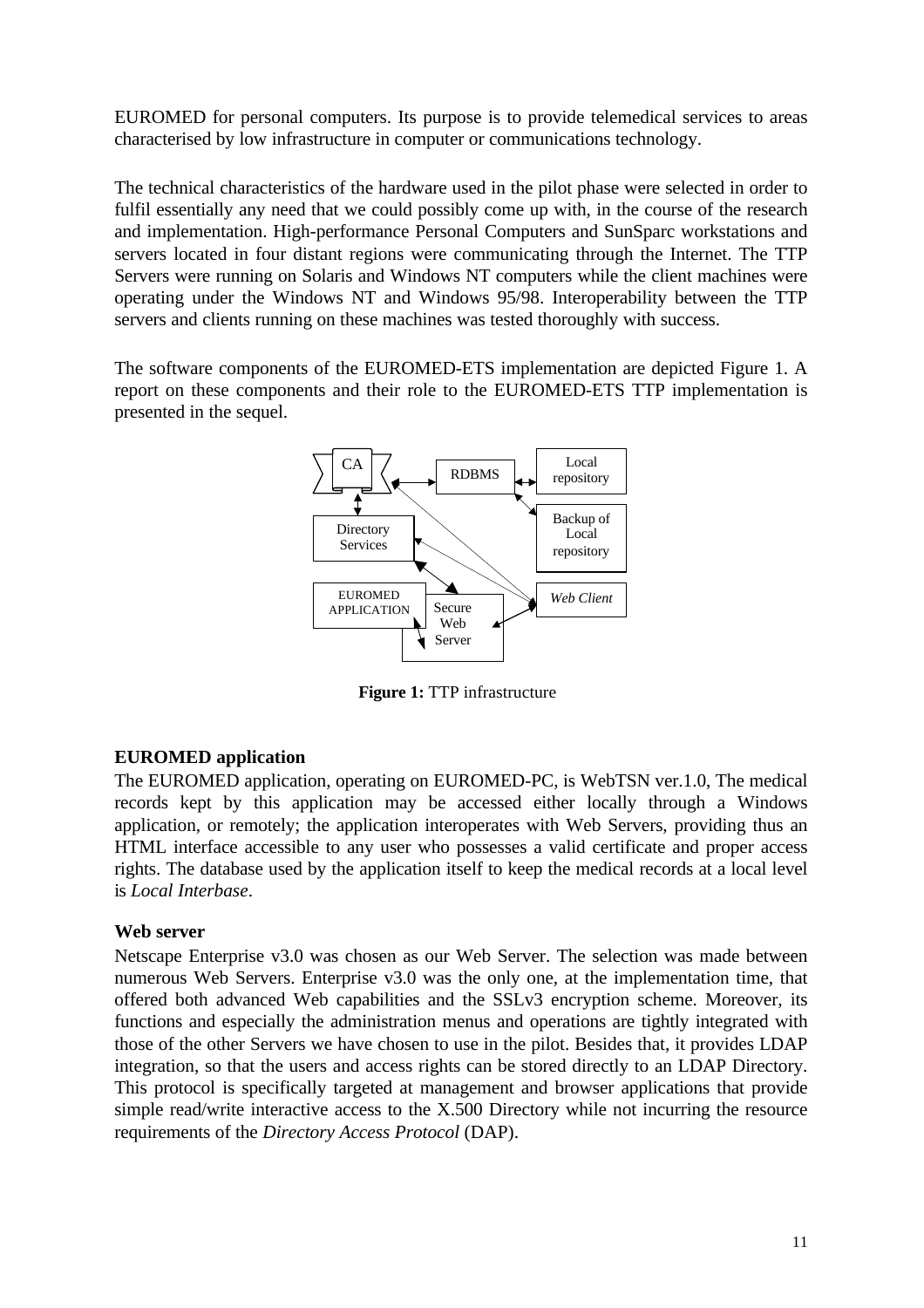EUROMED for personal computers. Its purpose is to provide telemedical services to areas characterised by low infrastructure in computer or communications technology.

The technical characteristics of the hardware used in the pilot phase were selected in order to fulfil essentially any need that we could possibly come up with, in the course of the research and implementation. High-performance Personal Computers and SunSparc workstations and servers located in four distant regions were communicating through the Internet. The TTP Servers were running on Solaris and Windows NT computers while the client machines were operating under the Windows NT and Windows 95/98. Interoperability between the TTP servers and clients running on these machines was tested thoroughly with success.

The software components of the EUROMED-ETS implementation are depicted Figure 1. A report on these components and their role to the EUROMED-ETS TTP implementation is presented in the sequel.

CA | RDBMS | Local repository | Backup of Local repository | Directory Services | EUROMED APPLICATION | Secure Web Server | *Web Client*

**Figure 1:** TTP infrastructure

### EUROMED application

The EUROMED application, operating on EUROMED-PC, is WebTSN ver.1.0, The medical records kept by this application may be accessed either locally through a Windows application, or remotely; the application interoperates with Web Servers, providing thus an HTML interface accessible to any user who possesses a valid certificate and proper access rights. The database used by the application itself to keep the medical records at a local level is *Local Interbase*.

### Web server

Netscape Enterprise v3.0 was chosen as our Web Server. The selection was made between numerous Web Servers. Enterprise v3.0 was the only one, at the implementation time, that offered both advanced Web capabilities and the SSLv3 encryption scheme. Moreover, its functions and especially the administration menus and operations are tightly integrated with those of the other Servers we have chosen to use in the pilot. Besides that, it provides LDAP integration, so that the users and access rights can be stored directly to an LDAP Directory. This protocol is specifically targeted at management and browser applications that provide simple read/write interactive access to the X.500 Directory while not incurring the resource requirements of the *Directory Access Protocol* (DAP).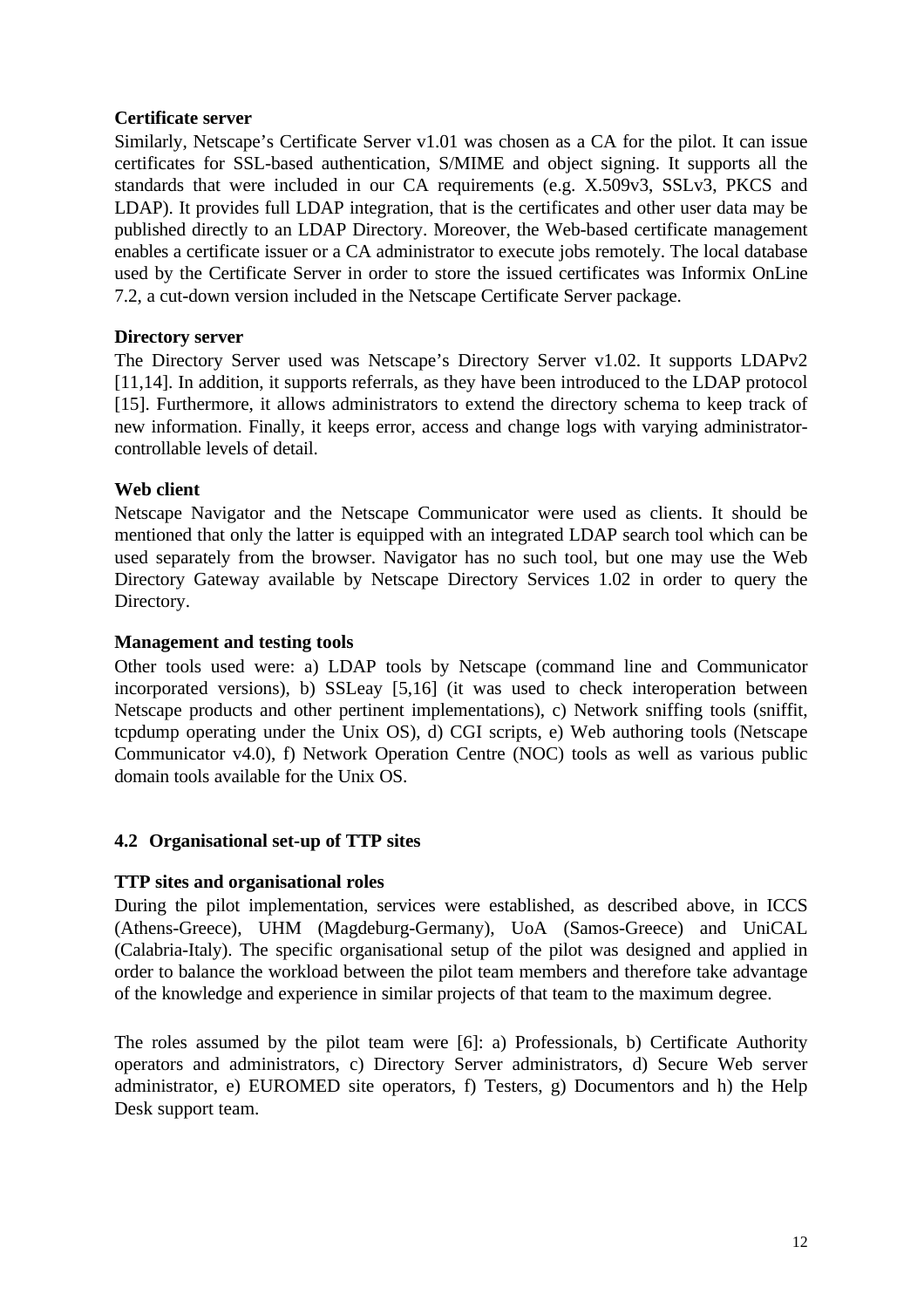**Certificate server**

Similarly, Netscape's Certificate Server v1.01 was chosen as a CA for the pilot. It can issue certificates for SSL-based authentication, S/MIME and object signing. It supports all the standards that were included in our CA requirements (e.g. X.509v3, SSLv3, PKCS and LDAP). It provides full LDAP integration, that is the certificates and other user data may be published directly to an LDAP Directory. Moreover, the Web-based certificate management enables a certificate issuer or a CA administrator to execute jobs remotely. The local database used by the Certificate Server in order to store the issued certificates was Informix OnLine 7.2, a cut-down version included in the Netscape Certificate Server package.

**Directory server**

The Directory Server used was Netscape's Directory Server v1.02. It supports LDAPv2 [11,14]. In addition, it supports referrals, as they have been introduced to the LDAP protocol [15]. Furthermore, it allows administrators to extend the directory schema to keep track of new information. Finally, it keeps error, access and change logs with varying administrator-controllable levels of detail.

**Web client**

Netscape Navigator and the Netscape Communicator were used as clients. It should be mentioned that only the latter is equipped with an integrated LDAP search tool which can be used separately from the browser. Navigator has no such tool, but one may use the Web Directory Gateway available by Netscape Directory Services 1.02 in order to query the Directory.

**Management and testing tools**

Other tools used were: a) LDAP tools by Netscape (command line and Communicator incorporated versions), b) SSLeay [5,16] (it was used to check interoperation between Netscape products and other pertinent implementations), c) Network sniffing tools (sniffit, tcpdump operating under the Unix OS), d) CGI scripts, e) Web authoring tools (Netscape Communicator v4.0), f) Network Operation Centre (NOC) tools as well as various public domain tools available for the Unix OS.

## 4.2 Organisational set-up of TTP sites

**TTP sites and organisational roles**

During the pilot implementation, services were established, as described above, in ICCS (Athens-Greece), UHM (Magdeburg-Germany), UoA (Samos-Greece) and UniCAL (Calabria-Italy). The specific organisational setup of the pilot was designed and applied in order to balance the workload between the pilot team members and therefore take advantage of the knowledge and experience in similar projects of that team to the maximum degree.

The roles assumed by the pilot team were [6]: a) Professionals, b) Certificate Authority operators and administrators, c) Directory Server administrators, d) Secure Web server administrator, e) EUROMED site operators, f) Testers, g) Documentors and h) the Help Desk support team.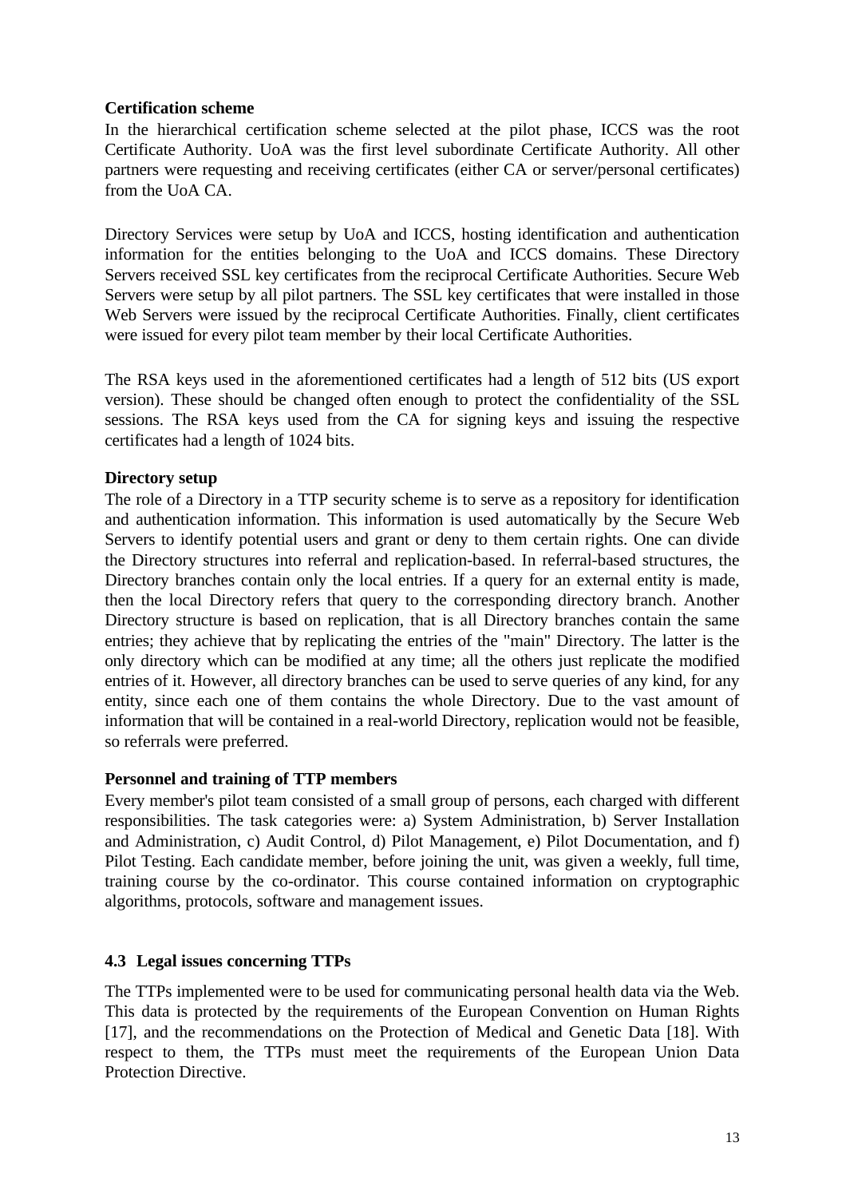**Certification scheme**

In the hierarchical certification scheme selected at the pilot phase, ICCS was the root Certificate Authority. UoA was the first level subordinate Certificate Authority. All other partners were requesting and receiving certificates (either CA or server/personal certificates) from the UoA CA.

Directory Services were setup by UoA and ICCS, hosting identification and authentication information for the entities belonging to the UoA and ICCS domains. These Directory Servers received SSL key certificates from the reciprocal Certificate Authorities. Secure Web Servers were setup by all pilot partners. The SSL key certificates that were installed in those Web Servers were issued by the reciprocal Certificate Authorities. Finally, client certificates were issued for every pilot team member by their local Certificate Authorities.

The RSA keys used in the aforementioned certificates had a length of 512 bits (US export version). These should be changed often enough to protect the confidentiality of the SSL sessions. The RSA keys used from the CA for signing keys and issuing the respective certificates had a length of 1024 bits.

**Directory setup**

The role of a Directory in a TTP security scheme is to serve as a repository for identification and authentication information. This information is used automatically by the Secure Web Servers to identify potential users and grant or deny to them certain rights. One can divide the Directory structures into referral and replication-based. In referral-based structures, the Directory branches contain only the local entries. If a query for an external entity is made, then the local Directory refers that query to the corresponding directory branch. Another Directory structure is based on replication, that is all Directory branches contain the same entries; they achieve that by replicating the entries of the "main" Directory. The latter is the only directory which can be modified at any time; all the others just replicate the modified entries of it. However, all directory branches can be used to serve queries of any kind, for any entity, since each one of them contains the whole Directory. Due to the vast amount of information that will be contained in a real-world Directory, replication would not be feasible, so referrals were preferred.

**Personnel and training of TTP members**

Every member's pilot team consisted of a small group of persons, each charged with different responsibilities. The task categories were: a) System Administration, b) Server Installation and Administration, c) Audit Control, d) Pilot Management, e) Pilot Documentation, and f) Pilot Testing. Each candidate member, before joining the unit, was given a weekly, full time, training course by the co-ordinator. This course contained information on cryptographic algorithms, protocols, software and management issues.

### 4.3 Legal issues concerning TTPs

The TTPs implemented were to be used for communicating personal health data via the Web. This data is protected by the requirements of the European Convention on Human Rights [17], and the recommendations on the Protection of Medical and Genetic Data [18]. With respect to them, the TTPs must meet the requirements of the European Union Data Protection Directive.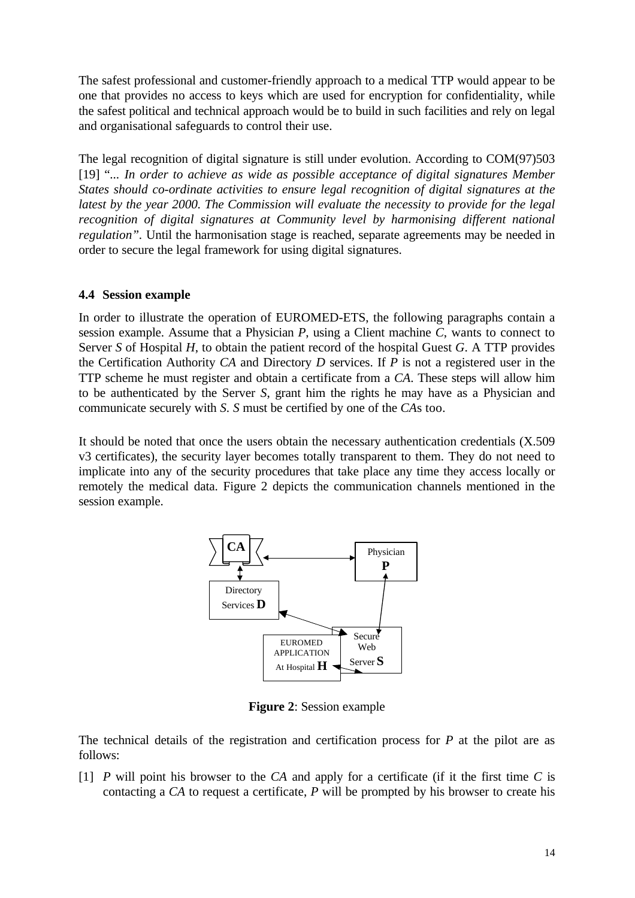The safest professional and customer-friendly approach to a medical TTP would appear to be one that provides no access to keys which are used for encryption for confidentiality, while the safest political and technical approach would be to build in such facilities and rely on legal and organisational safeguards to control their use.

The legal recognition of digital signature is still under evolution. According to COM(97)503 [19] "*... In order to achieve as wide as possible acceptance of digital signatures Member States should co-ordinate activities to ensure legal recognition of digital signatures at the latest by the year 2000. The Commission will evaluate the necessity to provide for the legal recognition of digital signatures at Community level by harmonising different national regulation*". Until the harmonisation stage is reached, separate agreements may be needed in order to secure the legal framework for using digital signatures.

### 4.4 Session example

In order to illustrate the operation of EUROMED-ETS, the following paragraphs contain a session example. Assume that a Physician *P*, using a Client machine *C*, wants to connect to Server *S* of Hospital *H*, to obtain the patient record of the hospital Guest *G*. A TTP provides the Certification Authority *CA* and Directory *D* services. If *P* is not a registered user in the TTP scheme he must register and obtain a certificate from a *CA*. These steps will allow him to be authenticated by the Server *S*, grant him the rights he may have as a Physician and communicate securely with *S*. *S* must be certified by one of the *CA*s too.

It should be noted that once the users obtain the necessary authentication credentials (X.509 v3 certificates), the security layer becomes totally transparent to them. They do not need to implicate into any of the security procedures that take place any time they access locally or remotely the medical data. Figure 2 depicts the communication channels mentioned in the session example.

**Figure 2**: Session example

The technical details of the registration and certification process for *P* at the pilot are as follows:

[1] *P* will point his browser to the *CA* and apply for a certificate (if it the first time *C* is contacting a *CA* to request a certificate, *P* will be prompted by his browser to create his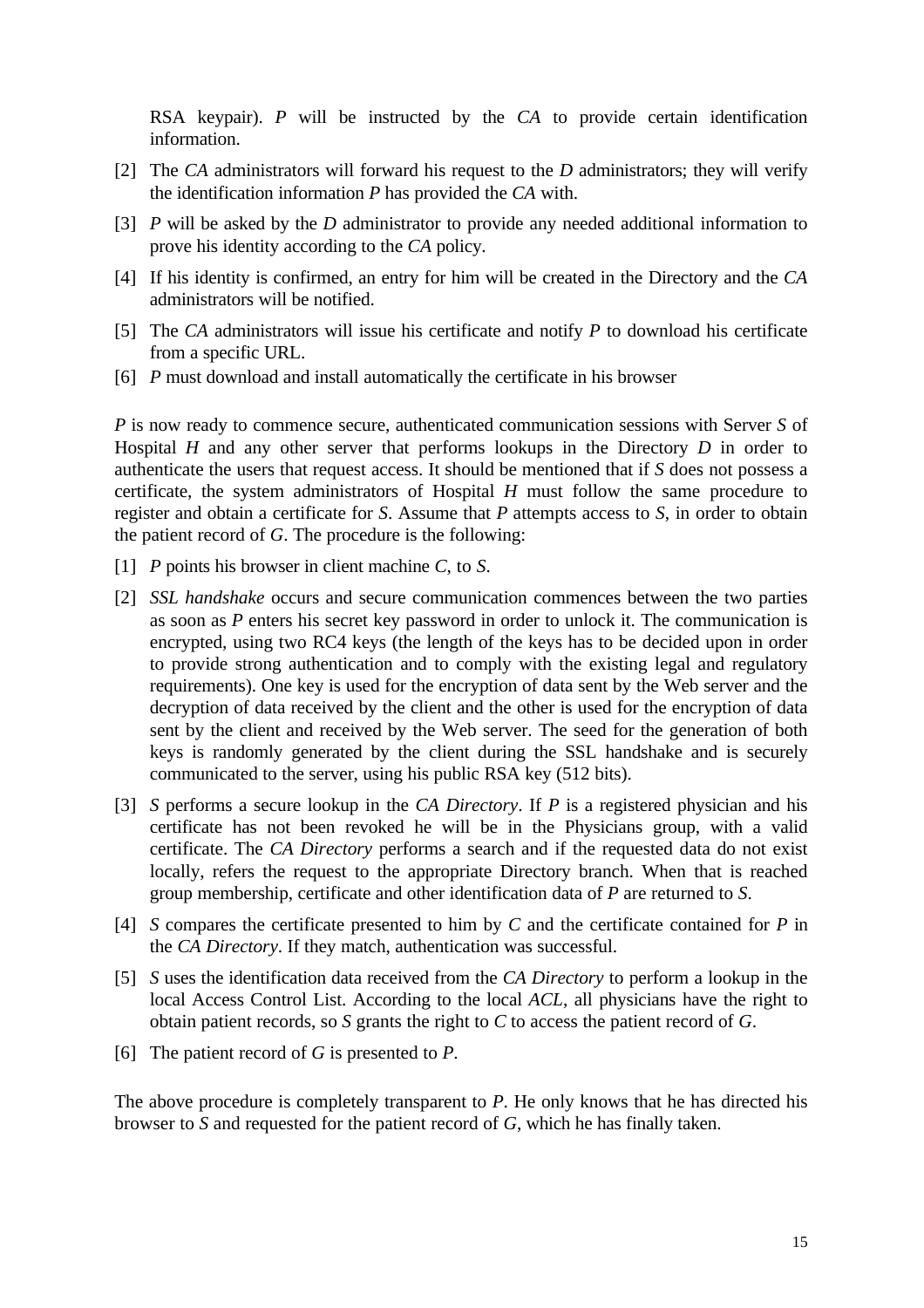RSA keypair). *P* will be instructed by the *CA* to provide certain identification information.

[2] The *CA* administrators will forward his request to the *D* administrators; they will verify the identification information *P* has provided the *CA* with.

[3] *P* will be asked by the *D* administrator to provide any needed additional information to prove his identity according to the *CA* policy.

[4] If his identity is confirmed, an entry for him will be created in the Directory and the *CA* administrators will be notified.

[5] The *CA* administrators will issue his certificate and notify *P* to download his certificate from a specific URL.

[6] *P* must download and install automatically the certificate in his browser

*P* is now ready to commence secure, authenticated communication sessions with Server *S* of Hospital *H* and any other server that performs lookups in the Directory *D* in order to authenticate the users that request access. It should be mentioned that if *S* does not possess a certificate, the system administrators of Hospital *H* must follow the same procedure to register and obtain a certificate for *S*. Assume that *P* attempts access to *S*, in order to obtain the patient record of *G*. The procedure is the following:

[1] *P* points his browser in client machine *C*, to *S*.

[2] *SSL handshake* occurs and secure communication commences between the two parties as soon as *P* enters his secret key password in order to unlock it. The communication is encrypted, using two RC4 keys (the length of the keys has to be decided upon in order to provide strong authentication and to comply with the existing legal and regulatory requirements). One key is used for the encryption of data sent by the Web server and the decryption of data received by the client and the other is used for the encryption of data sent by the client and received by the Web server. The seed for the generation of both keys is randomly generated by the client during the SSL handshake and is securely communicated to the server, using his public RSA key (512 bits).

[3] *S* performs a secure lookup in the *CA Directory*. If *P* is a registered physician and his certificate has not been revoked he will be in the Physicians group, with a valid certificate. The *CA Directory* performs a search and if the requested data do not exist locally, refers the request to the appropriate Directory branch. When that is reached group membership, certificate and other identification data of *P* are returned to *S*.

[4] *S* compares the certificate presented to him by *C* and the certificate contained for *P* in the *CA Directory*. If they match, authentication was successful.

[5] *S* uses the identification data received from the *CA Directory* to perform a lookup in the local Access Control List. According to the local *ACL*, all physicians have the right to obtain patient records, so *S* grants the right to *C* to access the patient record of *G*.

[6] The patient record of *G* is presented to *P*.

The above procedure is completely transparent to *P*. He only knows that he has directed his browser to *S* and requested for the patient record of *G*, which he has finally taken.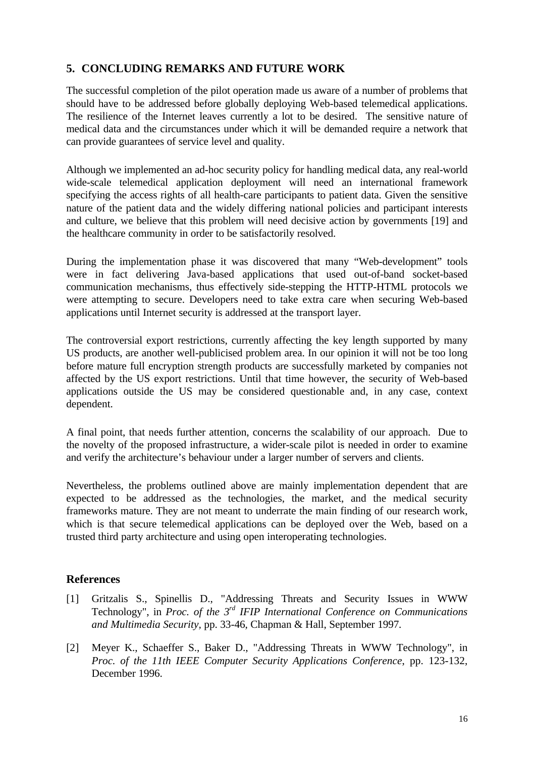## 5. CONCLUDING REMARKS AND FUTURE WORK

The successful completion of the pilot operation made us aware of a number of problems that should have to be addressed before globally deploying Web-based telemedical applications. The resilience of the Internet leaves currently a lot to be desired. The sensitive nature of medical data and the circumstances under which it will be demanded require a network that can provide guarantees of service level and quality.

Although we implemented an ad-hoc security policy for handling medical data, any real-world wide-scale telemedical application deployment will need an international framework specifying the access rights of all health-care participants to patient data. Given the sensitive nature of the patient data and the widely differing national policies and participant interests and culture, we believe that this problem will need decisive action by governments [19] and the healthcare community in order to be satisfactorily resolved.

During the implementation phase it was discovered that many "Web-development" tools were in fact delivering Java-based applications that used out-of-band socket-based communication mechanisms, thus effectively side-stepping the HTTP-HTML protocols we were attempting to secure. Developers need to take extra care when securing Web-based applications until Internet security is addressed at the transport layer.

The controversial export restrictions, currently affecting the key length supported by many US products, are another well-publicised problem area. In our opinion it will not be too long before mature full encryption strength products are successfully marketed by companies not affected by the US export restrictions. Until that time however, the security of Web-based applications outside the US may be considered questionable and, in any case, context dependent.

A final point, that needs further attention, concerns the scalability of our approach. Due to the novelty of the proposed infrastructure, a wider-scale pilot is needed in order to examine and verify the architecture's behaviour under a larger number of servers and clients.

Nevertheless, the problems outlined above are mainly implementation dependent that are expected to be addressed as the technologies, the market, and the medical security frameworks mature. They are not meant to underrate the main finding of our research work, which is that secure telemedical applications can be deployed over the Web, based on a trusted third party architecture and using open interoperating technologies.

## References

[1] Gritzalis S., Spinellis D., "Addressing Threats and Security Issues in WWW Technology", in *Proc. of the 3rd IFIP International Conference on Communications and Multimedia Security*, pp. 33-46, Chapman & Hall, September 1997.

[2] Meyer K., Schaeffer S., Baker D., "Addressing Threats in WWW Technology", in *Proc. of the 11th IEEE Computer Security Applications Conference*, pp. 123-132, December 1996.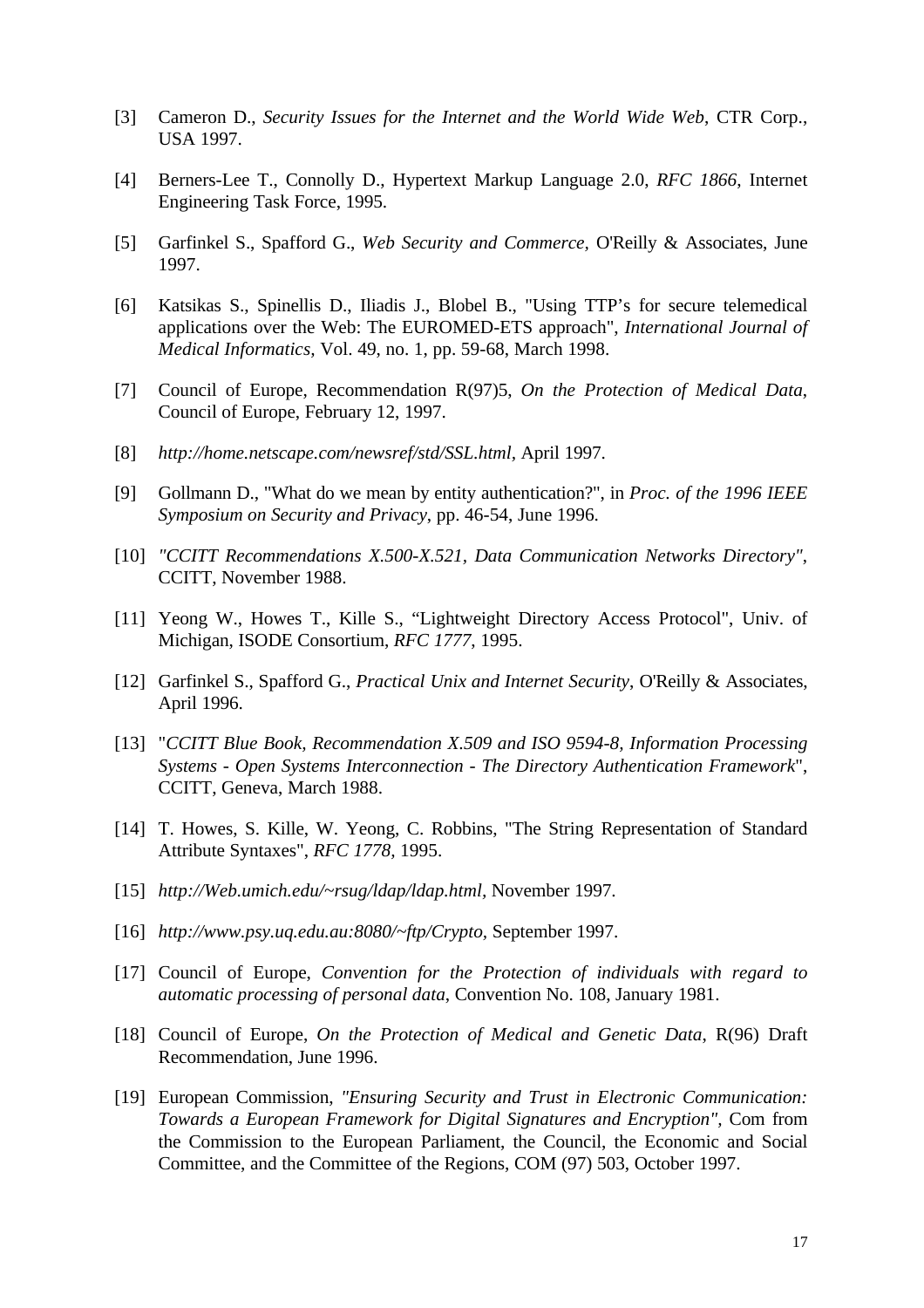[3] Cameron D., *Security Issues for the Internet and the World Wide Web*, CTR Corp., USA 1997.

[4] Berners-Lee T., Connolly D., Hypertext Markup Language 2.0, *RFC 1866*, Internet Engineering Task Force, 1995.

[5] Garfinkel S., Spafford G., *Web Security and Commerce*, O'Reilly & Associates, June 1997.

[6] Katsikas S., Spinellis D., Iliadis J., Blobel B., "Using TTP's for secure telemedical applications over the Web: The EUROMED-ETS approach", *International Journal of Medical Informatics*, Vol. 49, no. 1, pp. 59-68, March 1998.

[7] Council of Europe, Recommendation R(97)5, *On the Protection of Medical Data*, Council of Europe, February 12, 1997.

[8] *http://home.netscape.com/newsref/std/SSL.html*, April 1997.

[9] Gollmann D., "What do we mean by entity authentication?", in *Proc. of the 1996 IEEE Symposium on Security and Privacy*, pp. 46-54, June 1996.

[10] *"CCITT Recommendations X.500-X.521, Data Communication Networks Directory"*, CCITT, November 1988.

[11] Yeong W., Howes T., Kille S., "Lightweight Directory Access Protocol", Univ. of Michigan, ISODE Consortium, *RFC 1777*, 1995.

[12] Garfinkel S., Spafford G., *Practical Unix and Internet Security*, O'Reilly & Associates, April 1996.

[13] "*CCITT Blue Book, Recommendation X.509 and ISO 9594-8, Information Processing Systems - Open Systems Interconnection - The Directory Authentication Framework*", CCITT, Geneva, March 1988.

[14] T. Howes, S. Kille, W. Yeong, C. Robbins, "The String Representation of Standard Attribute Syntaxes", *RFC 1778*, 1995.

[15] *http://Web.umich.edu/~rsug/ldap/ldap.html*, November 1997.

[16] *http://www.psy.uq.edu.au:8080/~ftp/Crypto*, September 1997.

[17] Council of Europe, *Convention for the Protection of individuals with regard to automatic processing of personal data*, Convention No. 108, January 1981.

[18] Council of Europe, *On the Protection of Medical and Genetic Data*, R(96) Draft Recommendation, June 1996.

[19] European Commission, *"Ensuring Security and Trust in Electronic Communication: Towards a European Framework for Digital Signatures and Encryption"*, Com from the Commission to the European Parliament, the Council, the Economic and Social Committee, and the Committee of the Regions, COM (97) 503, October 1997.